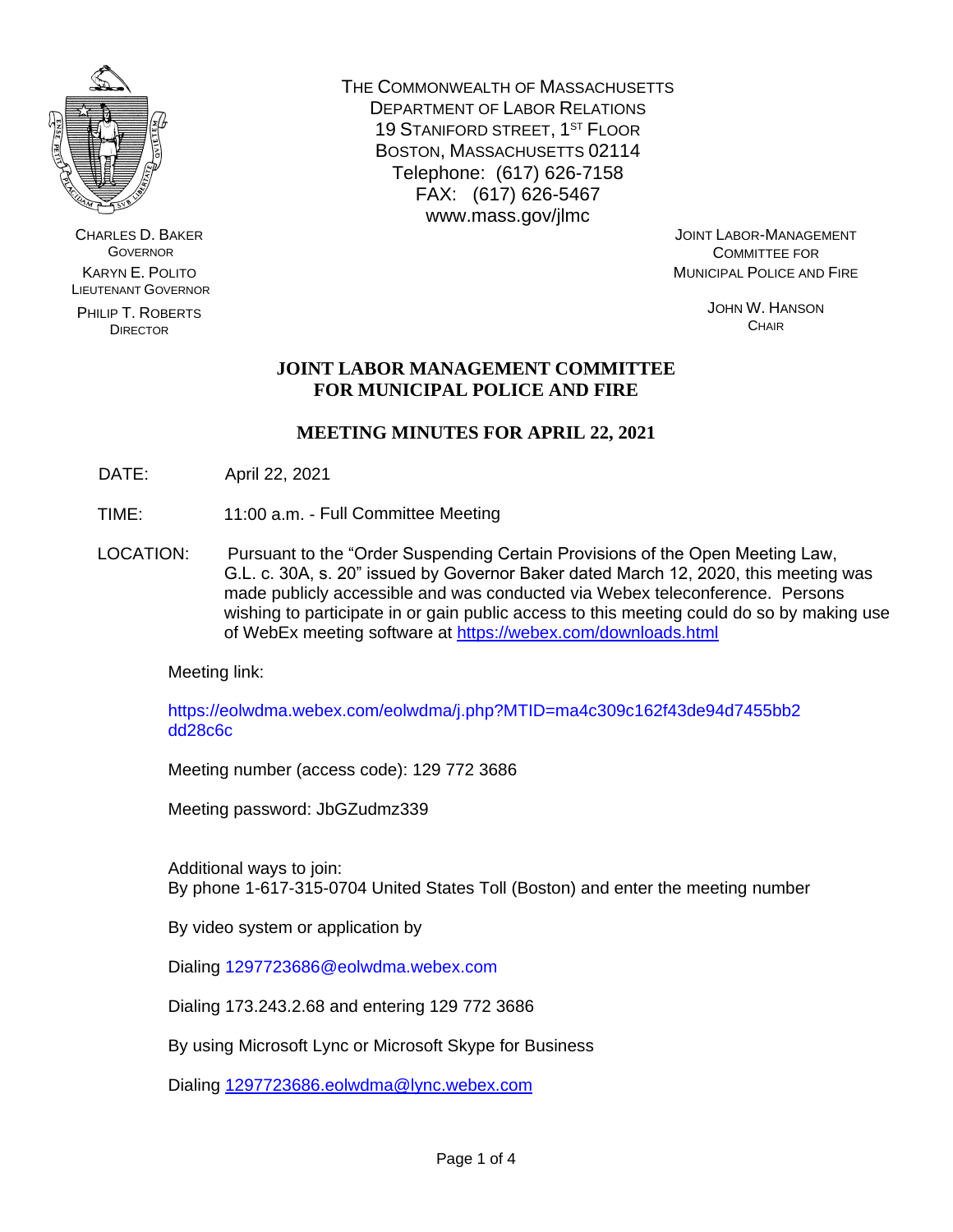THE COMMONWEALTH OF MASSACHUSETTS
DEPARTMENT OF LABOR RELATIONS
19 STANIFORD STREET, 1ST FLOOR
BOSTON, MASSACHUSETTS 02114
Telephone: (617) 626-7158
FAX: (617) 626-5467
www.mass.gov/jlmc

CHARLES D. BAKER
GOVERNOR

KARYN E. POLITO
LIEUTENANT GOVERNOR

PHILIP T. ROBERTS
DIRECTOR

JOINT LABOR-MANAGEMENT COMMITTEE FOR MUNICIPAL POLICE AND FIRE

JOHN W. HANSON
CHAIR

# JOINT LABOR MANAGEMENT COMMITTEE FOR MUNICIPAL POLICE AND FIRE

## MEETING MINUTES FOR APRIL 22, 2021

DATE: April 22, 2021

TIME: 11:00 a.m. - Full Committee Meeting

LOCATION: Pursuant to the "Order Suspending Certain Provisions of the Open Meeting Law, G.L. c. 30A, s. 20" issued by Governor Baker dated March 12, 2020, this meeting was made publicly accessible and was conducted via Webex teleconference. Persons wishing to participate in or gain public access to this meeting could do so by making use of WebEx meeting software at https://webex.com/downloads.html

Meeting link:

https://eolwdma.webex.com/eolwdma/j.php?MTID=ma4c309c162f43de94d7455bb2dd28c6c

Meeting number (access code): 129 772 3686

Meeting password: JbGZudmz339

Additional ways to join:
By phone 1-617-315-0704 United States Toll (Boston) and enter the meeting number

By video system or application by

Dialing 1297723686@eolwdma.webex.com

Dialing 173.243.2.68 and entering 129 772 3686

By using Microsoft Lync or Microsoft Skype for Business

Dialing 1297723686.eolwdma@lync.webex.com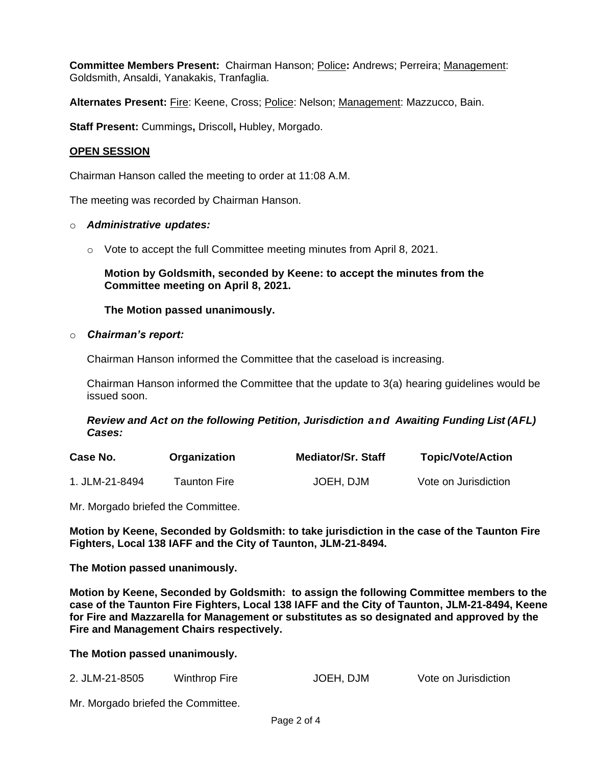**Committee Members Present:** Chairman Hanson; Police**:** Andrews; Perreira; Management: Goldsmith, Ansaldi, Yanakakis, Tranfaglia.

**Alternates Present:** Fire: Keene, Cross; Police: Nelson; Management: Mazzucco, Bain.

**Staff Present:** Cummings**,** Driscoll**,** Hubley, Morgado.

**OPEN SESSION**

Chairman Hanson called the meeting to order at 11:08 A.M.

The meeting was recorded by Chairman Hanson.

- ***Administrative updates:***
  - Vote to accept the full Committee meeting minutes from April 8, 2021.

    **Motion by Goldsmith, seconded by Keene: to accept the minutes from the Committee meeting on April 8, 2021.**

    **The Motion passed unanimously.**

- ***Chairman's report:***

  Chairman Hanson informed the Committee that the caseload is increasing.

  Chairman Hanson informed the Committee that the update to 3(a) hearing guidelines would be issued soon.

  ***Review and Act on the following Petition, Jurisdiction and Awaiting Funding List (AFL) Cases:***

| Case No. | Organization | Mediator/Sr. Staff | Topic/Vote/Action |
|---|---|---|---|
| 1. JLM-21-8494 | Taunton Fire | JOEH, DJM | Vote on Jurisdiction |

Mr. Morgado briefed the Committee.

**Motion by Keene, Seconded by Goldsmith: to take jurisdiction in the case of the Taunton Fire Fighters, Local 138 IAFF and the City of Taunton, JLM-21-8494.**

**The Motion passed unanimously.**

**Motion by Keene, Seconded by Goldsmith: to assign the following Committee members to the case of the Taunton Fire Fighters, Local 138 IAFF and the City of Taunton, JLM-21-8494, Keene for Fire and Mazzarella for Management or substitutes as so designated and approved by the Fire and Management Chairs respectively.**

**The Motion passed unanimously.**

| | | | |
|---|---|---|---|
| 2. JLM-21-8505 | Winthrop Fire | JOEH, DJM | Vote on Jurisdiction |

Mr. Morgado briefed the Committee.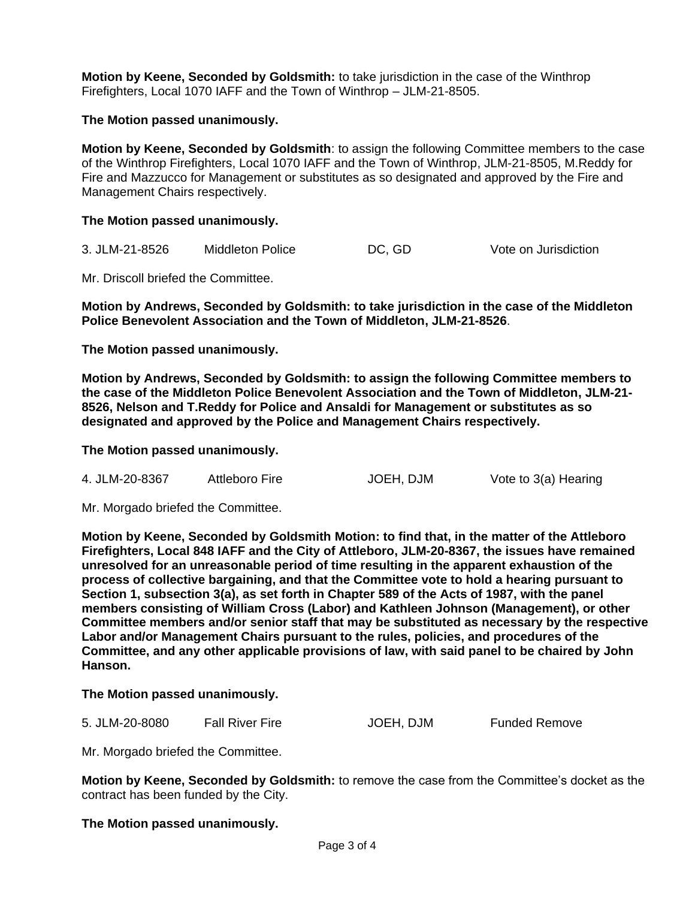**Motion by Keene, Seconded by Goldsmith:** to take jurisdiction in the case of the Winthrop Firefighters, Local 1070 IAFF and the Town of Winthrop – JLM-21-8505.

**The Motion passed unanimously.**

**Motion by Keene, Seconded by Goldsmith**: to assign the following Committee members to the case of the Winthrop Firefighters, Local 1070 IAFF and the Town of Winthrop, JLM-21-8505, M.Reddy for Fire and Mazzucco for Management or substitutes as so designated and approved by the Fire and Management Chairs respectively.

**The Motion passed unanimously.**

| 3. JLM-21-8526 | Middleton Police | DC, GD | Vote on Jurisdiction |
|---|---|---|---|

Mr. Driscoll briefed the Committee.

**Motion by Andrews, Seconded by Goldsmith: to take jurisdiction in the case of the Middleton Police Benevolent Association and the Town of Middleton, JLM-21-8526**.

**The Motion passed unanimously.**

**Motion by Andrews, Seconded by Goldsmith: to assign the following Committee members to the case of the Middleton Police Benevolent Association and the Town of Middleton, JLM-21-8526, Nelson and T.Reddy for Police and Ansaldi for Management or substitutes as so designated and approved by the Police and Management Chairs respectively.**

**The Motion passed unanimously.**

| 4. JLM-20-8367 | Attleboro Fire | JOEH, DJM | Vote to 3(a) Hearing |
|---|---|---|---|

Mr. Morgado briefed the Committee.

**Motion by Keene, Seconded by Goldsmith Motion: to find that, in the matter of the Attleboro Firefighters, Local 848 IAFF and the City of Attleboro, JLM-20-8367, the issues have remained unresolved for an unreasonable period of time resulting in the apparent exhaustion of the process of collective bargaining, and that the Committee vote to hold a hearing pursuant to Section 1, subsection 3(a), as set forth in Chapter 589 of the Acts of 1987, with the panel members consisting of William Cross (Labor) and Kathleen Johnson (Management), or other Committee members and/or senior staff that may be substituted as necessary by the respective Labor and/or Management Chairs pursuant to the rules, policies, and procedures of the Committee, and any other applicable provisions of law, with said panel to be chaired by John Hanson.**

**The Motion passed unanimously.**

| 5. JLM-20-8080 | Fall River Fire | JOEH, DJM | Funded Remove |
|---|---|---|---|

Mr. Morgado briefed the Committee.

**Motion by Keene, Seconded by Goldsmith:** to remove the case from the Committee's docket as the contract has been funded by the City.

**The Motion passed unanimously.**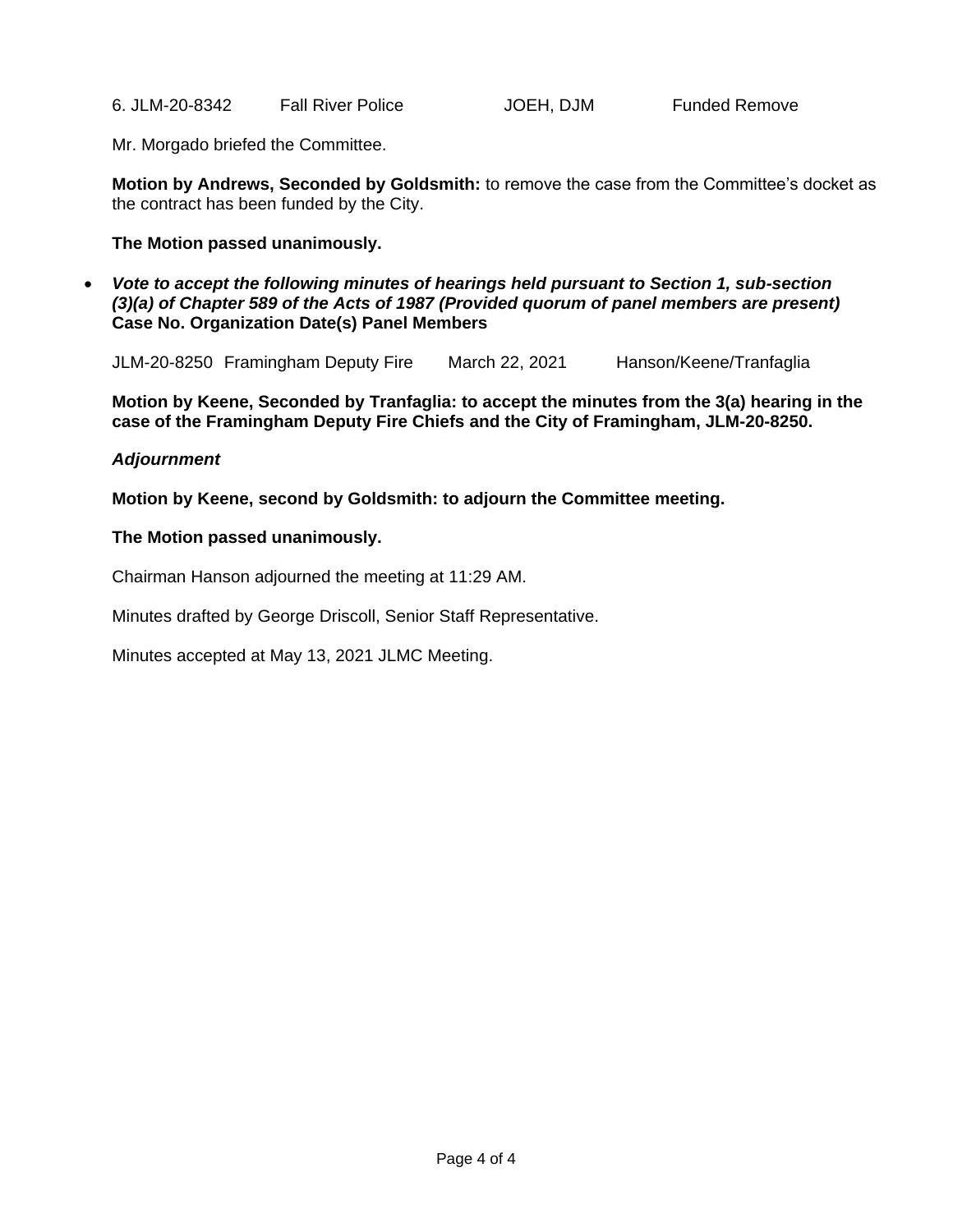6. JLM-20-8342 Fall River Police JOEH, DJM Funded Remove

Mr. Morgado briefed the Committee.

**Motion by Andrews, Seconded by Goldsmith:** to remove the case from the Committee's docket as the contract has been funded by the City.

**The Motion passed unanimously.**

- ***Vote to accept the following minutes of hearings held pursuant to Section 1, sub-section (3)(a) of Chapter 589 of the Acts of 1987 (Provided quorum of panel members are present)***
  **Case No. Organization Date(s) Panel Members**

JLM-20-8250 Framingham Deputy Fire March 22, 2021 Hanson/Keene/Tranfaglia

**Motion by Keene, Seconded by Tranfaglia: to accept the minutes from the 3(a) hearing in the case of the Framingham Deputy Fire Chiefs and the City of Framingham, JLM-20-8250.**

***Adjournment***

**Motion by Keene, second by Goldsmith: to adjourn the Committee meeting.**

**The Motion passed unanimously.**

Chairman Hanson adjourned the meeting at 11:29 AM.

Minutes drafted by George Driscoll, Senior Staff Representative.

Minutes accepted at May 13, 2021 JLMC Meeting.